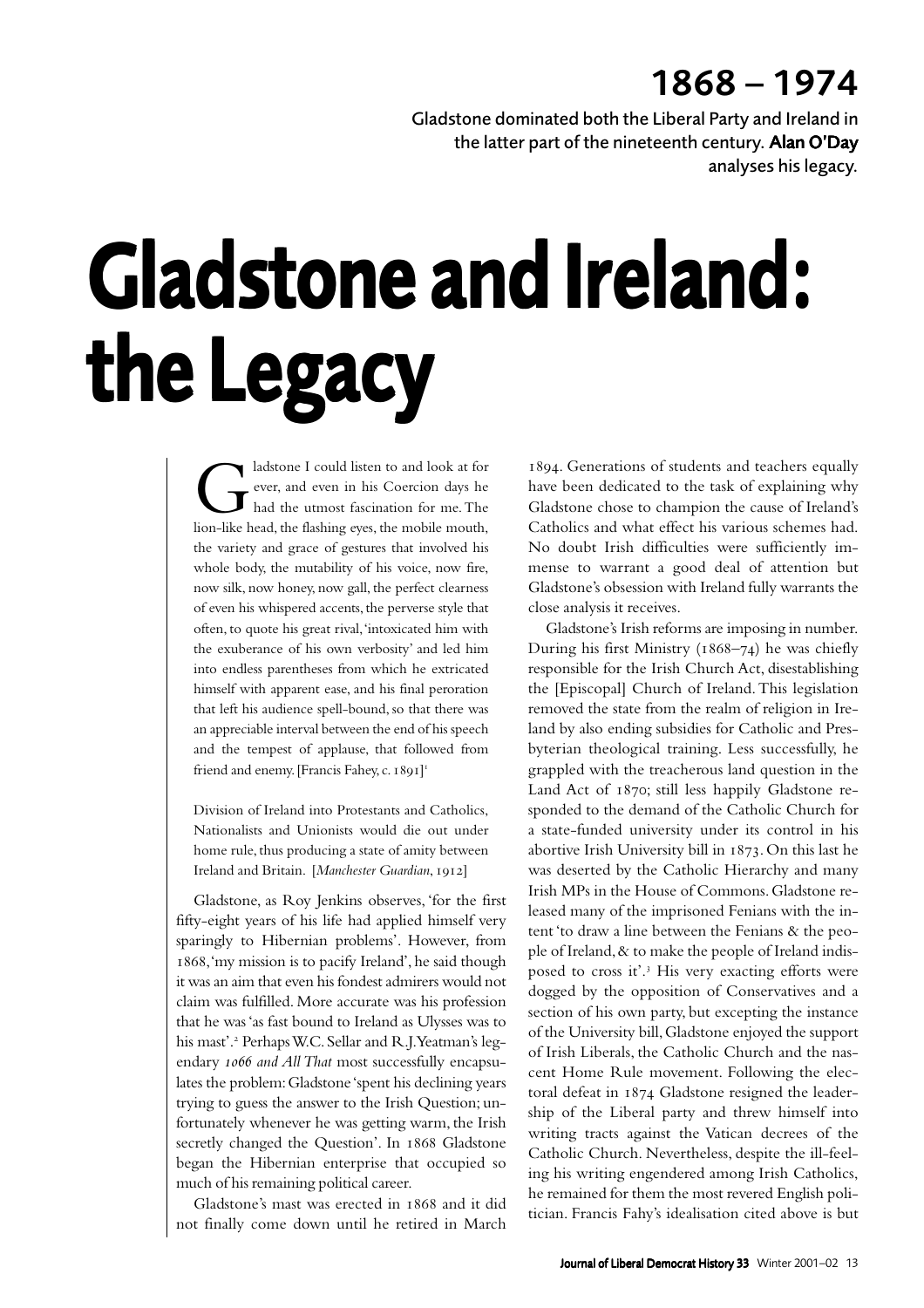# 1868 – 1974

Gladstone dominated both the Liberal Party and Ireland in the latter part of the nineteenth century. **Alan O'Day** analyses his legacy.

# Gladstone and Ireland: the Legacy

> Gladstone I could listen to and look at for ever, and even in his Coercion days he had the utmost fascination for me. The lion-like head, the flashing eyes, the mobile mouth, the variety and grace of gestures that involved his whole body, the mutability of his voice, now fire, now silk, now honey, now gall, the perfect clearness of even his whispered accents, the perverse style that often, to quote his great rival, 'intoxicated him with the exuberance of his own verbosity' and led him into endless parentheses from which he extricated himself with apparent ease, and his final peroration that left his audience spell-bound, so that there was an appreciable interval between the end of his speech and the tempest of applause, that followed from friend and enemy. [Francis Fahey, c. 1891][1]

> Division of Ireland into Protestants and Catholics, Nationalists and Unionists would die out under home rule, thus producing a state of amity between Ireland and Britain. [*Manchester Guardian*, 1912]

Gladstone, as Roy Jenkins observes, 'for the first fifty-eight years of his life had applied himself very sparingly to Hibernian problems'. However, from 1868, 'my mission is to pacify Ireland', he said though it was an aim that even his fondest admirers would not claim was fulfilled. More accurate was his profession that he was 'as fast bound to Ireland as Ulysses was to his mast'.[2] Perhaps W.C. Sellar and R.J. Yeatman's legendary *1066 and All That* most successfully encapsulates the problem: Gladstone 'spent his declining years trying to guess the answer to the Irish Question; unfortunately whenever he was getting warm, the Irish secretly changed the Question'. In 1868 Gladstone began the Hibernian enterprise that occupied so much of his remaining political career.

Gladstone's mast was erected in 1868 and it did not finally come down until he retired in March 1894. Generations of students and teachers equally have been dedicated to the task of explaining why Gladstone chose to champion the cause of Ireland's Catholics and what effect his various schemes had. No doubt Irish difficulties were sufficiently immense to warrant a good deal of attention but Gladstone's obsession with Ireland fully warrants the close analysis it receives.

Gladstone's Irish reforms are imposing in number. During his first Ministry (1868–74) he was chiefly responsible for the Irish Church Act, disestablishing the [Episcopal] Church of Ireland. This legislation removed the state from the realm of religion in Ireland by also ending subsidies for Catholic and Presbyterian theological training. Less successfully, he grappled with the treacherous land question in the Land Act of 1870; still less happily Gladstone responded to the demand of the Catholic Church for a state-funded university under its control in his abortive Irish University bill in 1873. On this last he was deserted by the Catholic Hierarchy and many Irish MPs in the House of Commons. Gladstone released many of the imprisoned Fenians with the intent 'to draw a line between the Fenians & the people of Ireland, & to make the people of Ireland indisposed to cross it'.[3] His very exacting efforts were dogged by the opposition of Conservatives and a section of his own party, but excepting the instance of the University bill, Gladstone enjoyed the support of Irish Liberals, the Catholic Church and the nascent Home Rule movement. Following the electoral defeat in 1874 Gladstone resigned the leadership of the Liberal party and threw himself into writing tracts against the Vatican decrees of the Catholic Church. Nevertheless, despite the ill-feeling his writing engendered among Irish Catholics, he remained for them the most revered English politician. Francis Fahy's idealisation cited above is but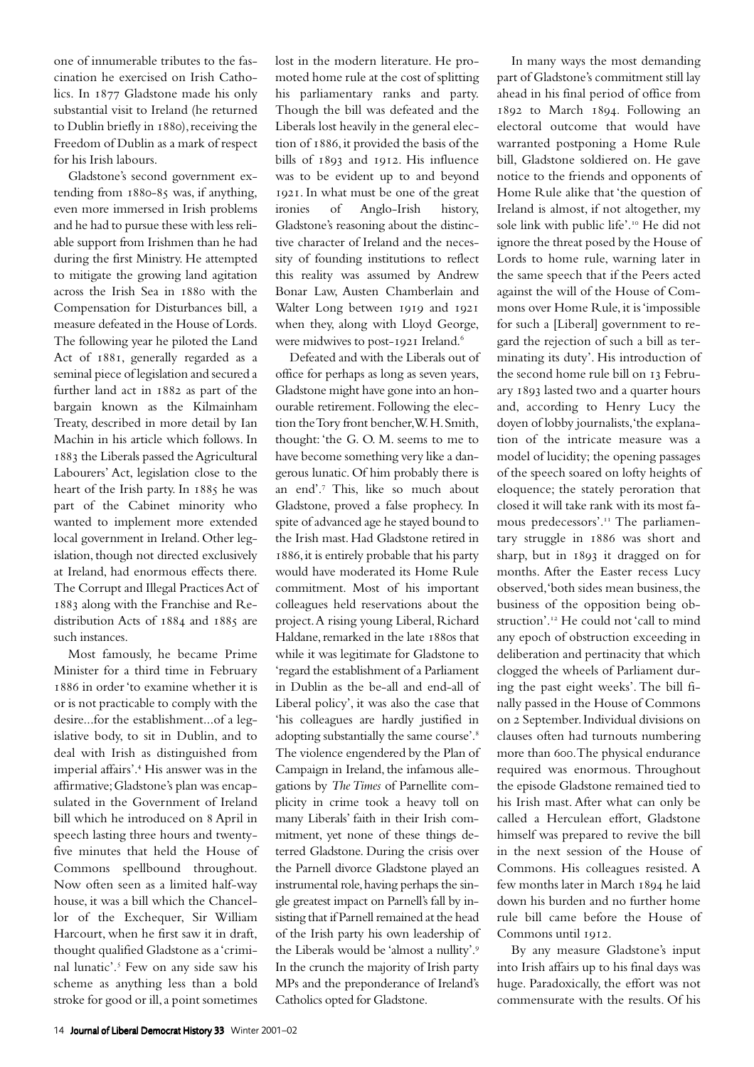one of innumerable tributes to the fascination he exercised on Irish Catholics. In 1877 Gladstone made his only substantial visit to Ireland (he returned to Dublin briefly in 1880), receiving the Freedom of Dublin as a mark of respect for his Irish labours.

Gladstone's second government extending from 1880–85 was, if anything, even more immersed in Irish problems and he had to pursue these with less reliable support from Irishmen than he had during the first Ministry. He attempted to mitigate the growing land agitation across the Irish Sea in 1880 with the Compensation for Disturbances bill, a measure defeated in the House of Lords. The following year he piloted the Land Act of 1881, generally regarded as a seminal piece of legislation and secured a further land act in 1882 as part of the bargain known as the Kilmainham Treaty, described in more detail by Ian Machin in his article which follows. In 1883 the Liberals passed the Agricultural Labourers' Act, legislation close to the heart of the Irish party. In 1885 he was part of the Cabinet minority who wanted to implement more extended local government in Ireland. Other legislation, though not directed exclusively at Ireland, had enormous effects there. The Corrupt and Illegal Practices Act of 1883 along with the Franchise and Redistribution Acts of 1884 and 1885 are such instances.

Most famously, he became Prime Minister for a third time in February 1886 in order 'to examine whether it is or is not practicable to comply with the desire…for the establishment…of a legislative body, to sit in Dublin, and to deal with Irish as distinguished from imperial affairs'.[4] His answer was in the affirmative; Gladstone's plan was encapsulated in the Government of Ireland bill which he introduced on 8 April in speech lasting three hours and twenty-five minutes that held the House of Commons spellbound throughout. Now often seen as a limited half-way house, it was a bill which the Chancellor of the Exchequer, Sir William Harcourt, when he first saw it in draft, thought qualified Gladstone as a 'criminal lunatic'.[5] Few on any side saw his scheme as anything less than a bold stroke for good or ill, a point sometimes lost in the modern literature. He promoted home rule at the cost of splitting his parliamentary ranks and party. Though the bill was defeated and the Liberals lost heavily in the general election of 1886, it provided the basis of the bills of 1893 and 1912. His influence was to be evident up to and beyond 1921. In what must be one of the great ironies of Anglo-Irish history, Gladstone's reasoning about the distinctive character of Ireland and the necessity of founding institutions to reflect this reality was assumed by Andrew Bonar Law, Austen Chamberlain and Walter Long between 1919 and 1921 when they, along with Lloyd George, were midwives to post-1921 Ireland.[6]

Defeated and with the Liberals out of office for perhaps as long as seven years, Gladstone might have gone into an honourable retirement. Following the election the Tory front bencher, W. H. Smith, thought: 'the G. O. M. seems to me to have become something very like a dangerous lunatic. Of him probably there is an end'.[7] This, like so much about Gladstone, proved a false prophecy. In spite of advanced age he stayed bound to the Irish mast. Had Gladstone retired in 1886, it is entirely probable that his party would have moderated its Home Rule commitment. Most of his important colleagues held reservations about the project. A rising young Liberal, Richard Haldane, remarked in the late 1880s that while it was legitimate for Gladstone to 'regard the establishment of a Parliament in Dublin as the be-all and end-all of Liberal policy', it was also the case that 'his colleagues are hardly justified in adopting substantially the same course'.[8] The violence engendered by the Plan of Campaign in Ireland, the infamous allegations by *The Times* of Parnellite complicity in crime took a heavy toll on many Liberals' faith in their Irish commitment, yet none of these things deterred Gladstone. During the crisis over the Parnell divorce Gladstone played an instrumental role, having perhaps the single greatest impact on Parnell's fall by insisting that if Parnell remained at the head of the Irish party his own leadership of the Liberals would be 'almost a nullity'.[9] In the crunch the majority of Irish party MPs and the preponderance of Ireland's Catholics opted for Gladstone.

In many ways the most demanding part of Gladstone's commitment still lay ahead in his final period of office from 1892 to March 1894. Following an electoral outcome that would have warranted postponing a Home Rule bill, Gladstone soldiered on. He gave notice to the friends and opponents of Home Rule alike that 'the question of Ireland is almost, if not altogether, my sole link with public life'.[10] He did not ignore the threat posed by the House of Lords to home rule, warning later in the same speech that if the Peers acted against the will of the House of Commons over Home Rule, it is 'impossible for such a [Liberal] government to regard the rejection of such a bill as terminating its duty'. His introduction of the second home rule bill on 13 February 1893 lasted two and a quarter hours and, according to Henry Lucy the doyen of lobby journalists, 'the explanation of the intricate measure was a model of lucidity; the opening passages of the speech soared on lofty heights of eloquence; the stately peroration that closed it will take rank with its most famous predecessors'.[11] The parliamentary struggle in 1886 was short and sharp, but in 1893 it dragged on for months. After the Easter recess Lucy observed, 'both sides mean business, the business of the opposition being obstruction'.[12] He could not 'call to mind any epoch of obstruction exceeding in deliberation and pertinacity that which clogged the wheels of Parliament during the past eight weeks'. The bill finally passed in the House of Commons on 2 September. Individual divisions on clauses often had turnouts numbering more than 600. The physical endurance required was enormous. Throughout the episode Gladstone remained tied to his Irish mast. After what can only be called a Herculean effort, Gladstone himself was prepared to revive the bill in the next session of the House of Commons. His colleagues resisted. A few months later in March 1894 he laid down his burden and no further home rule bill came before the House of Commons until 1912.

By any measure Gladstone's input into Irish affairs up to his final days was huge. Paradoxically, the effort was not commensurate with the results. Of his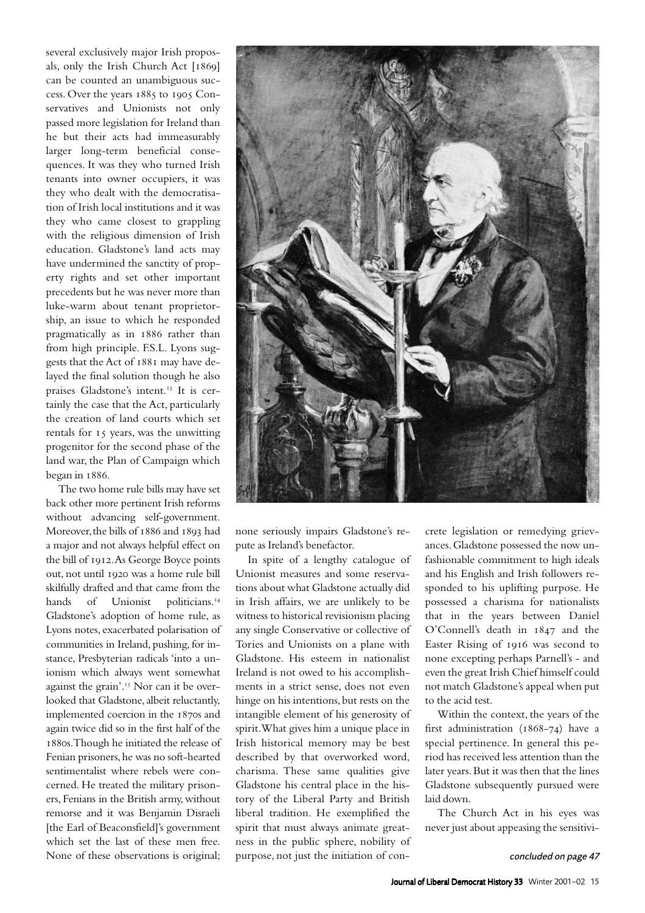several exclusively major Irish proposals, only the Irish Church Act [1869] can be counted an unambiguous success. Over the years 1885 to 1905 Conservatives and Unionists not only passed more legislation for Ireland than he but their acts had immeasurably larger long-term beneficial consequences. It was they who turned Irish tenants into owner occupiers, it was they who dealt with the democratisation of Irish local institutions and it was they who came closest to grappling with the religious dimension of Irish education. Gladstone's land acts may have undermined the sanctity of property rights and set other important precedents but he was never more than luke-warm about tenant proprietorship, an issue to which he responded pragmatically as in 1886 rather than from high principle. F.S.L. Lyons suggests that the Act of 1881 may have delayed the final solution though he also praises Gladstone's intent.[13] It is certainly the case that the Act, particularly the creation of land courts which set rentals for 15 years, was the unwitting progenitor for the second phase of the land war, the Plan of Campaign which began in 1886.

The two home rule bills may have set back other more pertinent Irish reforms without advancing self-government. Moreover, the bills of 1886 and 1893 had a major and not always helpful effect on the bill of 1912. As George Boyce points out, not until 1920 was a home rule bill skilfully drafted and that came from the hands of Unionist politicians.[14] Gladstone's adoption of home rule, as Lyons notes, exacerbated polarisation of communities in Ireland, pushing, for instance, Presbyterian radicals 'into a unionism which always went somewhat against the grain'.[15] Nor can it be overlooked that Gladstone, albeit reluctantly, implemented coercion in the 1870s and again twice did so in the first half of the 1880s. Though he initiated the release of Fenian prisoners, he was no soft-hearted sentimentalist where rebels were concerned. He treated the military prisoners, Fenians in the British army, without remorse and it was Benjamin Disraeli [the Earl of Beaconsfield]'s government which set the last of these men free. None of these observations is original; none seriously impairs Gladstone's repute as Ireland's benefactor.

In spite of a lengthy catalogue of Unionist measures and some reservations about what Gladstone actually did in Irish affairs, we are unlikely to be witness to historical revisionism placing any single Conservative or collective of Tories and Unionists on a plane with Gladstone. His esteem in nationalist Ireland is not owed to his accomplishments in a strict sense, does not even hinge on his intentions, but rests on the intangible element of his generosity of spirit. What gives him a unique place in Irish historical memory may be best described by that overworked word, charisma. These same qualities give Gladstone his central place in the history of the Liberal Party and British liberal tradition. He exemplified the spirit that must always animate greatness in the public sphere, nobility of purpose, not just the initiation of concrete legislation or remedying grievances. Gladstone possessed the now unfashionable commitment to high ideals and his English and Irish followers responded to his uplifting purpose. He possessed a charisma for nationalists that in the years between Daniel O'Connell's death in 1847 and the Easter Rising of 1916 was second to none excepting perhaps Parnell's - and even the great Irish Chief himself could not match Gladstone's appeal when put to the acid test.

Within the context, the years of the first administration (1868–74) have a special pertinence. In general this period has received less attention than the later years. But it was then that the lines Gladstone subsequently pursued were laid down.

The Church Act in his eyes was never just about appeasing the sensitivi-

*concluded on page 47*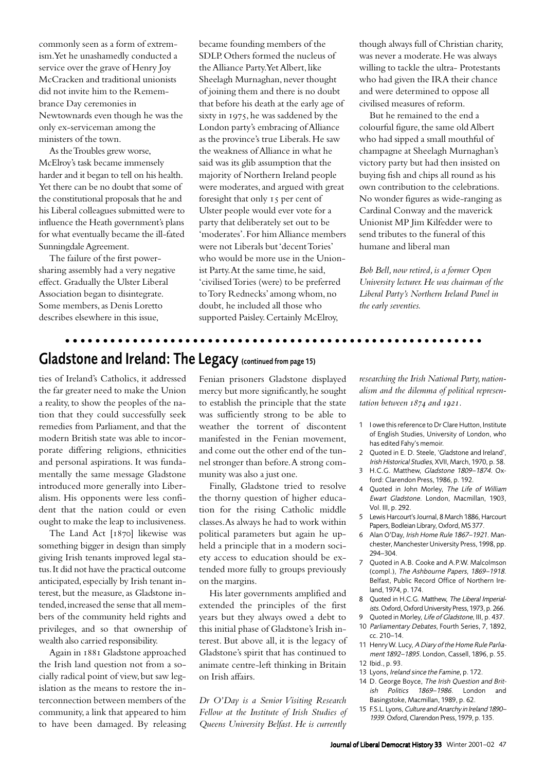commonly seen as a form of extremism. Yet he unashamedly conducted a service over the grave of Henry Joy McCracken and traditional unionists did not invite him to the Remembrance Day ceremonies in Newtownards even though he was the only ex-serviceman among the ministers of the town.

As the Troubles grew worse, McElroy's task became immensely harder and it began to tell on his health. Yet there can be no doubt that some of the constitutional proposals that he and his Liberal colleagues submitted were to influence the Heath government's plans for what eventually became the ill-fated Sunningdale Agreement.

The failure of the first power-sharing assembly had a very negative effect. Gradually the Ulster Liberal Association began to disintegrate. Some members, as Denis Loretto describes elsewhere in this issue, became founding members of the SDLP. Others formed the nucleus of the Alliance Party. Yet Albert, like Sheelagh Murnaghan, never thought of joining them and there is no doubt that before his death at the early age of sixty in 1975, he was saddened by the London party's embracing of Alliance as the province's true Liberals. He saw the weakness of Alliance in what he said was its glib assumption that the majority of Northern Ireland people were moderates, and argued with great foresight that only 15 per cent of Ulster people would ever vote for a party that deliberately set out to be 'moderates'. For him Alliance members were not Liberals but 'decent Tories' who would be more use in the Unionist Party. At the same time, he said, 'civilised Tories (were) to be preferred to Tory Rednecks' among whom, no doubt, he included all those who supported Paisley. Certainly McElroy, though always full of Christian charity, was never a moderate. He was always willing to tackle the ultra- Protestants who had given the IRA their chance and were determined to oppose all civilised measures of reform.

But he remained to the end a colourful figure, the same old Albert who had sipped a small mouthful of champagne at Sheelagh Murnaghan's victory party but had then insisted on buying fish and chips all round as his own contribution to the celebrations. No wonder figures as wide-ranging as Cardinal Conway and the maverick Unionist MP Jim Kilfedder were to send tributes to the funeral of this humane and liberal man

*Bob Bell, now retired, is a former Open University lecturer. He was chairman of the Liberal Party's Northern Ireland Panel in the early seventies.*

## Gladstone and Ireland: The Legacy (continued from page 15)

ties of Ireland's Catholics, it addressed the far greater need to make the Union a reality, to show the peoples of the nation that they could successfully seek remedies from Parliament, and that the modern British state was able to incorporate differing religions, ethnicities and personal aspirations. It was fundamentally the same message Gladstone introduced more generally into Liberalism. His opponents were less confident that the nation could or even ought to make the leap to inclusiveness.

The Land Act [1870] likewise was something bigger in design than simply giving Irish tenants improved legal status. It did not have the practical outcome anticipated, especially by Irish tenant interest, but the measure, as Gladstone intended, increased the sense that all members of the community held rights and privileges, and so that ownership of wealth also carried responsibility.

Again in 1881 Gladstone approached the Irish land question not from a socially radical point of view, but saw legislation as the means to restore the interconnection between members of the community, a link that appeared to him to have been damaged. By releasing Fenian prisoners Gladstone displayed mercy but more significantly, he sought to establish the principle that the state was sufficiently strong to be able to weather the torrent of discontent manifested in the Fenian movement, and come out the other end of the tunnel stronger than before. A strong community was also a just one.

Finally, Gladstone tried to resolve the thorny question of higher education for the rising Catholic middle classes. As always he had to work within political parameters but again he upheld a principle that in a modern society access to education should be extended more fully to groups previously on the margins.

His later governments amplified and extended the principles of the first years but they always owed a debt to this initial phase of Gladstone's Irish interest. But above all, it is the legacy of Gladstone's spirit that has continued to animate centre-left thinking in Britain on Irish affairs.

*Dr O'Day is a Senior Visiting Research Fellow at the Institute of Irish Studies of Queens University Belfast. He is currently researching the Irish National Party, nationalism and the dilemma of political representation between 1874 and 1921.*

1. I owe this reference to Dr Clare Hutton, Institute of English Studies, University of London, who has edited Fahy's memoir.
2. Quoted in E. D. Steele, 'Gladstone and Ireland', *Irish Historical Studies*, XVII, March, 1970, p. 58.
3. H.C.G. Matthew, *Gladstone 1809–1874*. Oxford: Clarendon Press, 1986, p. 192.
4. Quoted in John Morley, *The Life of William Ewart Gladstone*. London, Macmillan, 1903, Vol. III, p. 292.
5. Lewis Harcourt's Journal, 8 March 1886, Harcourt Papers, Bodleian Library, Oxford, MS 377.
6. Alan O'Day, *Irish Home Rule 1867–1921*. Manchester, Manchester University Press, 1998, pp. 294–304.
7. Quoted in A.B. Cooke and A.P.W. Malcolmson (compl.), *The Ashbourne Papers, 1869–1918*. Belfast, Public Record Office of Northern Ireland, 1974, p. 174.
8. Quoted in H.C.G. Matthew, *The Liberal Imperialists*. Oxford, Oxford University Press, 1973, p. 266.
9. Quoted in Morley, *Life of Gladstone*, III, p. 437.
10. *Parliamentary Debates*, Fourth Series, 7, 1892, cc. 210–14.
11. Henry W. Lucy, *A Diary of the Home Rule Parliament 1892–1895*. London, Cassell, 1896, p. 55.
12. Ibid., p. 93.
13. Lyons, *Ireland since the Famine*, p. 172.
14. D. George Boyce, *The Irish Question and British Politics 1869–1986*. London and Basingstoke, Macmillan, 1989, p. 62.
15. F.S.L. Lyons, *Culture and Anarchy in Ireland 1890–1939*. Oxford, Clarendon Press, 1979, p. 135.